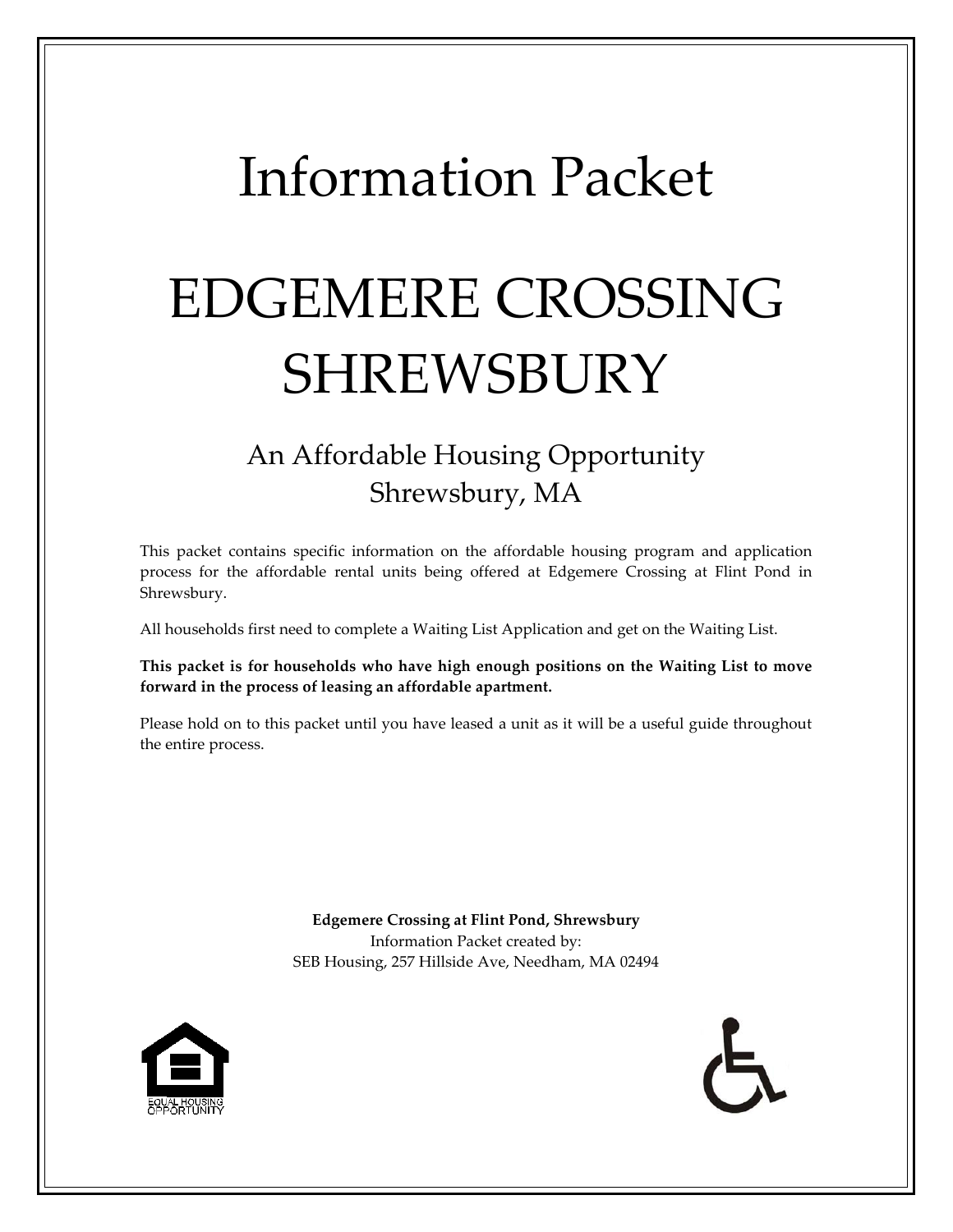# Information Packet

# EDGEMERE CROSSING SHREWSBURY

## An Affordable Housing Opportunity
## Shrewsbury, MA

This packet contains specific information on the affordable housing program and application process for the affordable rental units being offered at Edgemere Crossing at Flint Pond in Shrewsbury.

All households first need to complete a Waiting List Application and get on the Waiting List.

**This packet is for households who have high enough positions on the Waiting List to move forward in the process of leasing an affordable apartment.**

Please hold on to this packet until you have leased a unit as it will be a useful guide throughout the entire process.

**Edgemere Crossing at Flint Pond, Shrewsbury**
Information Packet created by:
SEB Housing, 257 Hillside Ave, Needham, MA 02494

EQUAL HOUSING OPPORTUNITY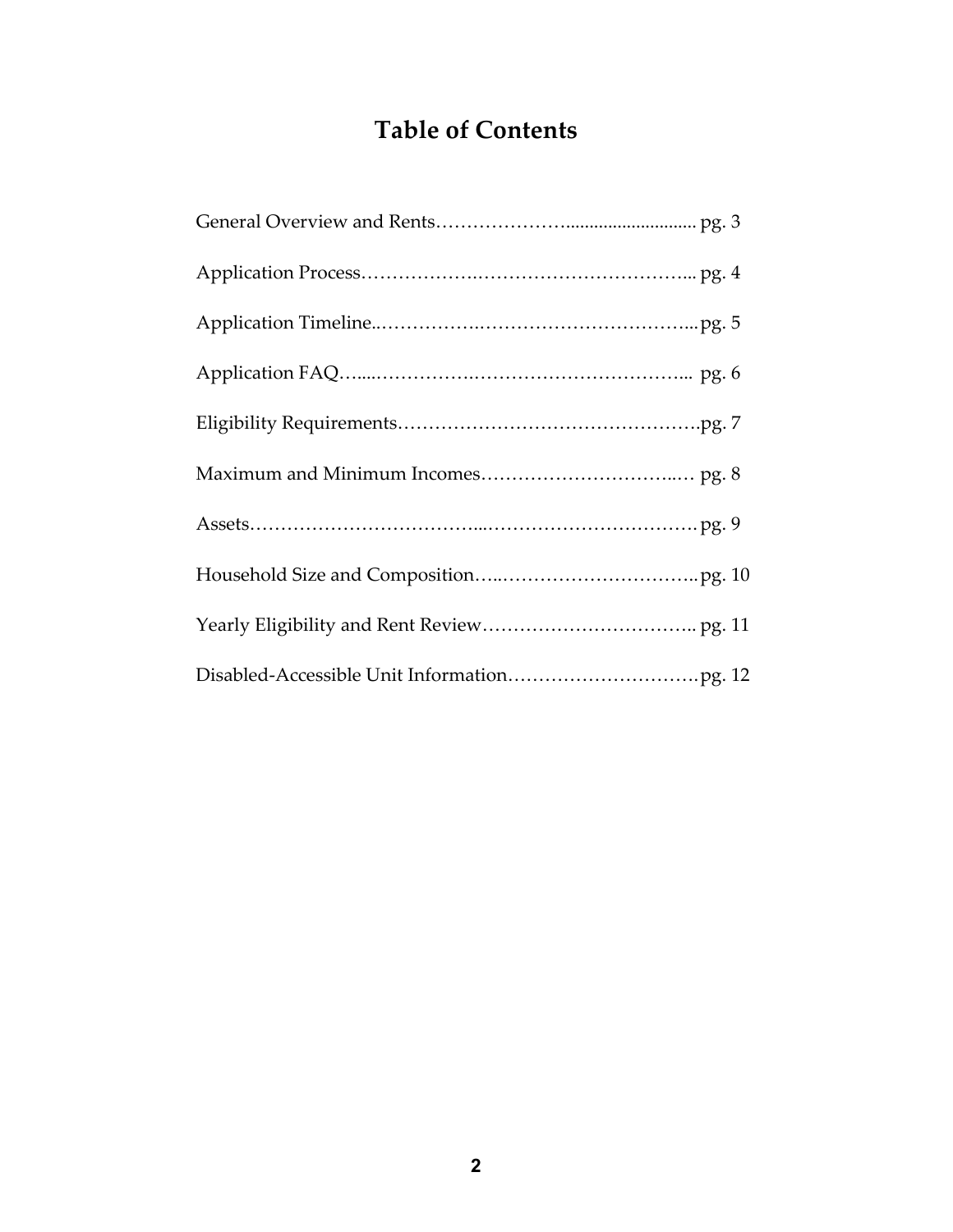# Table of Contents

General Overview and Rents………………….......................... pg. 3

Application Process……………….…………………………... pg. 4

Application Timeline..…………….……………………………...pg. 5

Application FAQ…....…………….……………………………... pg. 6

Eligibility Requirements………………………………………….pg. 7

Maximum and Minimum Incomes…………………………..… pg. 8

Assets……………………………...……………………………. pg. 9

Household Size and Composition…..………………………….. pg. 10

Yearly Eligibility and Rent Review…………………………….. pg. 11

Disabled-Accessible Unit Information………………………….pg. 12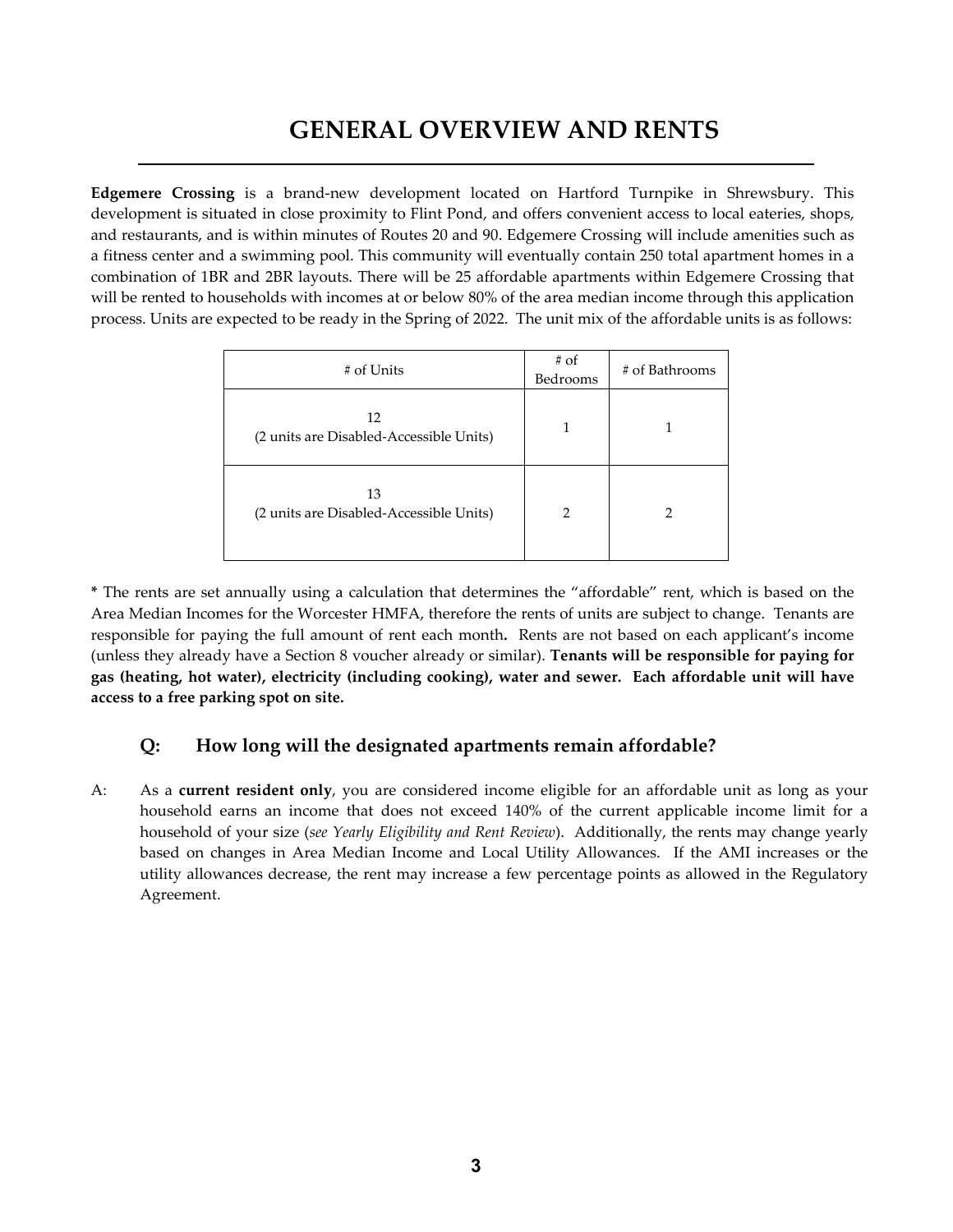# GENERAL OVERVIEW AND RENTS

**Edgemere Crossing** is a brand-new development located on Hartford Turnpike in Shrewsbury. This development is situated in close proximity to Flint Pond, and offers convenient access to local eateries, shops, and restaurants, and is within minutes of Routes 20 and 90. Edgemere Crossing will include amenities such as a fitness center and a swimming pool. This community will eventually contain 250 total apartment homes in a combination of 1BR and 2BR layouts. There will be 25 affordable apartments within Edgemere Crossing that will be rented to households with incomes at or below 80% of the area median income through this application process. Units are expected to be ready in the Spring of 2022. The unit mix of the affordable units is as follows:

| # of Units | # of Bedrooms | # of Bathrooms |
|---|---|---|
| 12 (2 units are Disabled-Accessible Units) | 1 | 1 |
| 13 (2 units are Disabled-Accessible Units) | 2 | 2 |

**\*** The rents are set annually using a calculation that determines the "affordable" rent, which is based on the Area Median Incomes for the Worcester HMFA, therefore the rents of units are subject to change. Tenants are responsible for paying the full amount of rent each month**.** Rents are not based on each applicant's income (unless they already have a Section 8 voucher already or similar). **Tenants will be responsible for paying for gas (heating, hot water), electricity (including cooking), water and sewer. Each affordable unit will have access to a free parking spot on site.**

### Q: How long will the designated apartments remain affordable?

A: As a **current resident only**, you are considered income eligible for an affordable unit as long as your household earns an income that does not exceed 140% of the current applicable income limit for a household of your size (*see Yearly Eligibility and Rent Review*). Additionally, the rents may change yearly based on changes in Area Median Income and Local Utility Allowances. If the AMI increases or the utility allowances decrease, the rent may increase a few percentage points as allowed in the Regulatory Agreement.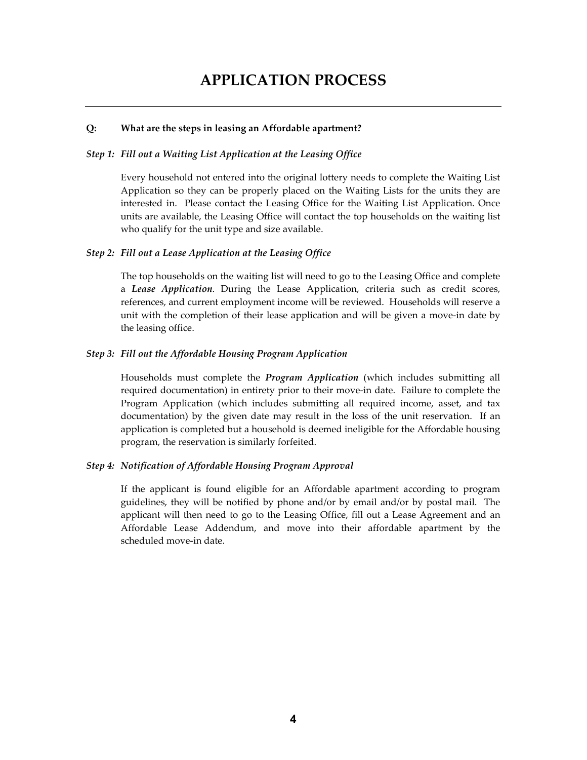# APPLICATION PROCESS

---

**Q: What are the steps in leasing an Affordable apartment?**

***Step 1: Fill out a Waiting List Application at the Leasing Office***

Every household not entered into the original lottery needs to complete the Waiting List Application so they can be properly placed on the Waiting Lists for the units they are interested in. Please contact the Leasing Office for the Waiting List Application. Once units are available, the Leasing Office will contact the top households on the waiting list who qualify for the unit type and size available.

***Step 2: Fill out a Lease Application at the Leasing Office***

The top households on the waiting list will need to go to the Leasing Office and complete a ***Lease Application***. During the Lease Application, criteria such as credit scores, references, and current employment income will be reviewed. Households will reserve a unit with the completion of their lease application and will be given a move-in date by the leasing office.

***Step 3: Fill out the Affordable Housing Program Application***

Households must complete the ***Program Application*** (which includes submitting all required documentation) in entirety prior to their move-in date. Failure to complete the Program Application (which includes submitting all required income, asset, and tax documentation) by the given date may result in the loss of the unit reservation. If an application is completed but a household is deemed ineligible for the Affordable housing program, the reservation is similarly forfeited.

***Step 4: Notification of Affordable Housing Program Approval***

If the applicant is found eligible for an Affordable apartment according to program guidelines, they will be notified by phone and/or by email and/or by postal mail. The applicant will then need to go to the Leasing Office, fill out a Lease Agreement and an Affordable Lease Addendum, and move into their affordable apartment by the scheduled move-in date.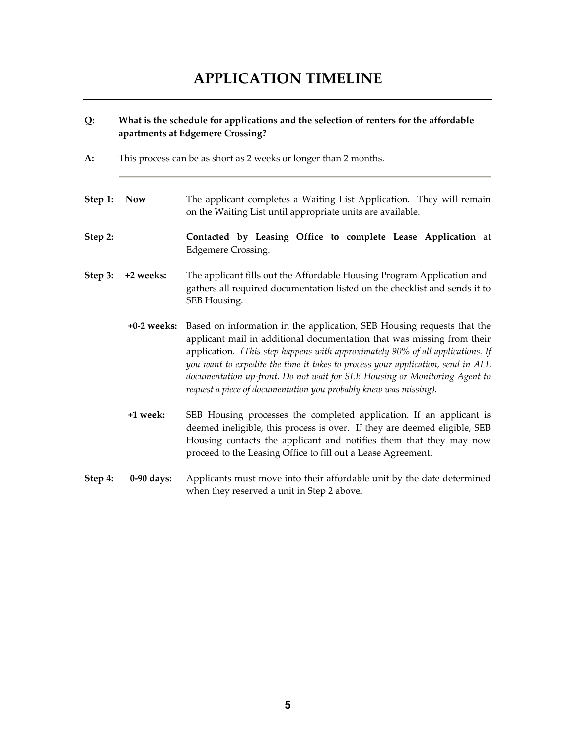# APPLICATION TIMELINE

**Q: What is the schedule for applications and the selection of renters for the affordable apartments at Edgemere Crossing?**

**A:** This process can be as short as 2 weeks or longer than 2 months.

---

**Step 1: Now** — The applicant completes a Waiting List Application. They will remain on the Waiting List until appropriate units are available.

**Step 2:** — **Contacted by Leasing Office to complete Lease Application** at Edgemere Crossing.

**Step 3: +2 weeks:** — The applicant fills out the Affordable Housing Program Application and gathers all required documentation listed on the checklist and sends it to SEB Housing.

**+0-2 weeks:** — Based on information in the application, SEB Housing requests that the applicant mail in additional documentation that was missing from their application. *(This step happens with approximately 90% of all applications. If you want to expedite the time it takes to process your application, send in ALL documentation up-front. Do not wait for SEB Housing or Monitoring Agent to request a piece of documentation you probably knew was missing).*

**+1 week:** — SEB Housing processes the completed application. If an applicant is deemed ineligible, this process is over. If they are deemed eligible, SEB Housing contacts the applicant and notifies them that they may now proceed to the Leasing Office to fill out a Lease Agreement.

**Step 4: 0-90 days:** — Applicants must move into their affordable unit by the date determined when they reserved a unit in Step 2 above.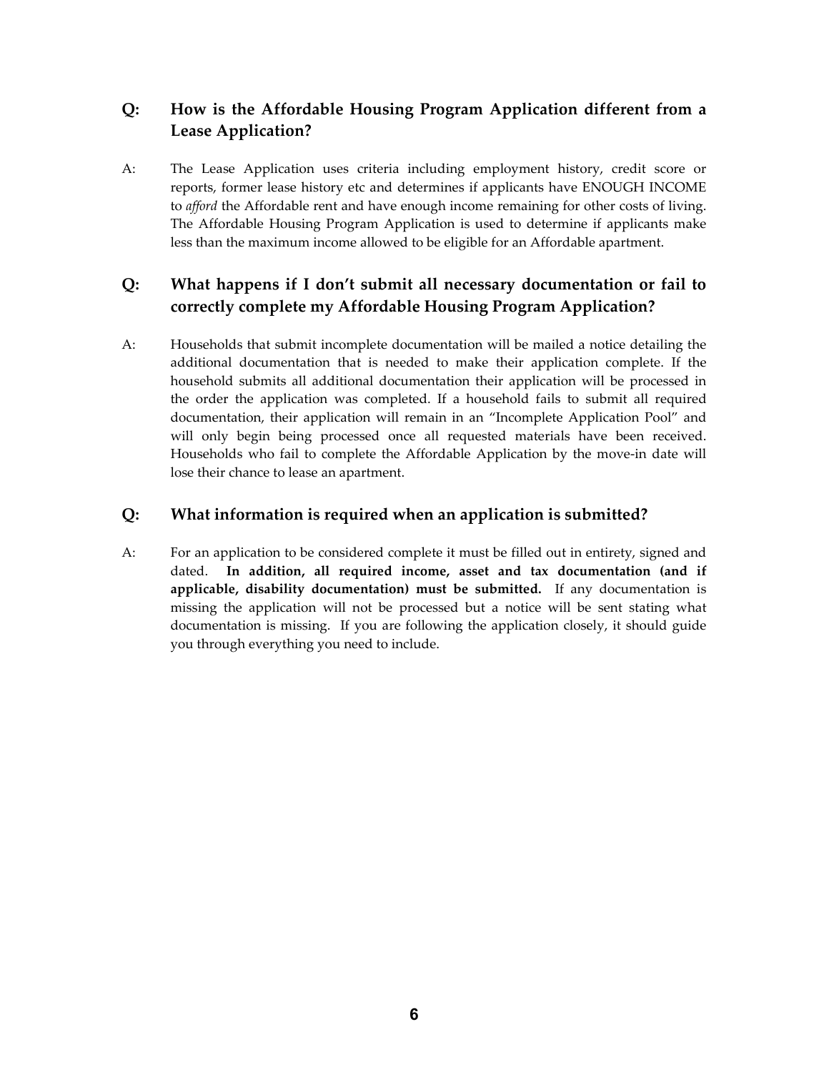**Q: How is the Affordable Housing Program Application different from a Lease Application?**

A: The Lease Application uses criteria including employment history, credit score or reports, former lease history etc and determines if applicants have ENOUGH INCOME to *afford* the Affordable rent and have enough income remaining for other costs of living. The Affordable Housing Program Application is used to determine if applicants make less than the maximum income allowed to be eligible for an Affordable apartment.

**Q: What happens if I don't submit all necessary documentation or fail to correctly complete my Affordable Housing Program Application?**

A: Households that submit incomplete documentation will be mailed a notice detailing the additional documentation that is needed to make their application complete. If the household submits all additional documentation their application will be processed in the order the application was completed. If a household fails to submit all required documentation, their application will remain in an "Incomplete Application Pool" and will only begin being processed once all requested materials have been received. Households who fail to complete the Affordable Application by the move-in date will lose their chance to lease an apartment.

**Q: What information is required when an application is submitted?**

A: For an application to be considered complete it must be filled out in entirety, signed and dated. **In addition, all required income, asset and tax documentation (and if applicable, disability documentation) must be submitted.** If any documentation is missing the application will not be processed but a notice will be sent stating what documentation is missing. If you are following the application closely, it should guide you through everything you need to include.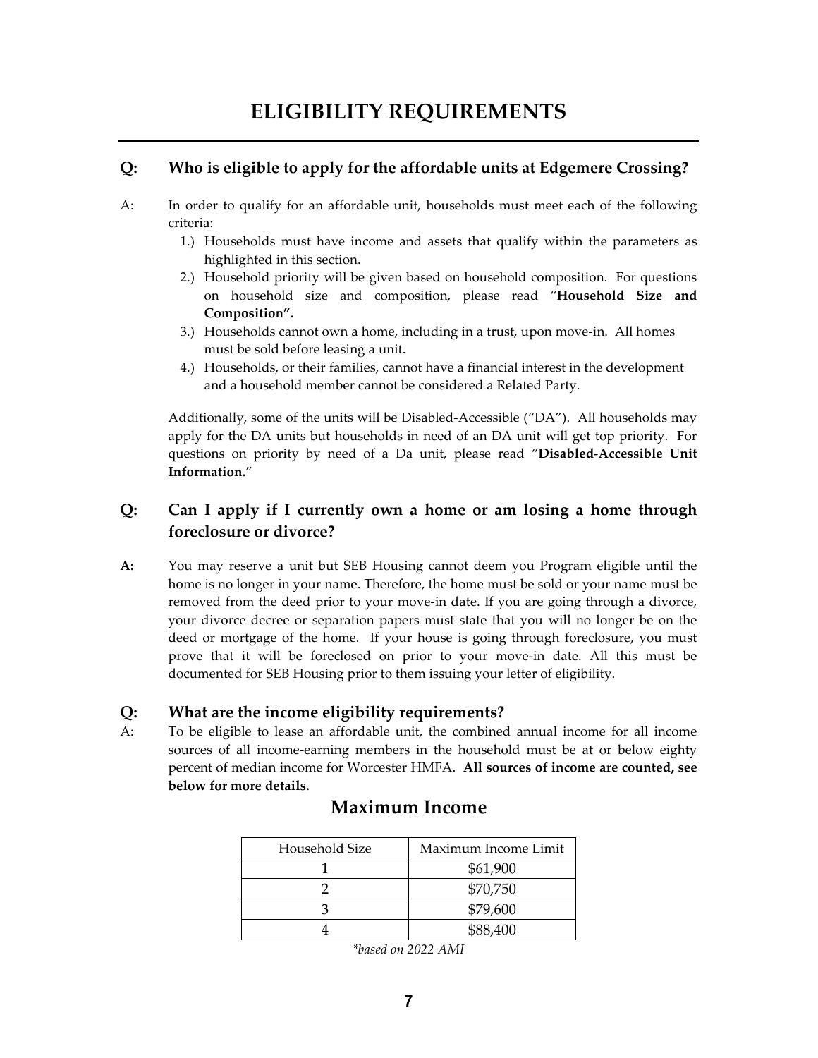# ELIGIBILITY REQUIREMENTS

### Q: Who is eligible to apply for the affordable units at Edgemere Crossing?

A: In order to qualify for an affordable unit, households must meet each of the following criteria:

1.) Households must have income and assets that qualify within the parameters as highlighted in this section.
2.) Household priority will be given based on household composition. For questions on household size and composition, please read "**Household Size and Composition".**
3.) Households cannot own a home, including in a trust, upon move-in. All homes must be sold before leasing a unit.
4.) Households, or their families, cannot have a financial interest in the development and a household member cannot be considered a Related Party.

Additionally, some of the units will be Disabled-Accessible ("DA"). All households may apply for the DA units but households in need of an DA unit will get top priority. For questions on priority by need of a Da unit, please read "**Disabled-Accessible Unit Information.**"

### Q: Can I apply if I currently own a home or am losing a home through foreclosure or divorce?

**A:** You may reserve a unit but SEB Housing cannot deem you Program eligible until the home is no longer in your name. Therefore, the home must be sold or your name must be removed from the deed prior to your move-in date. If you are going through a divorce, your divorce decree or separation papers must state that you will no longer be on the deed or mortgage of the home. If your house is going through foreclosure, you must prove that it will be foreclosed on prior to your move-in date. All this must be documented for SEB Housing prior to them issuing your letter of eligibility.

### Q: What are the income eligibility requirements?

A: To be eligible to lease an affordable unit, the combined annual income for all income sources of all income-earning members in the household must be at or below eighty percent of median income for Worcester HMFA. **All sources of income are counted, see below for more details.**

## Maximum Income

| Household Size | Maximum Income Limit |
|---|---|
| 1 | $61,900 |
| 2 | $70,750 |
| 3 | $79,600 |
| 4 | $88,400 |

*\*based on 2022 AMI*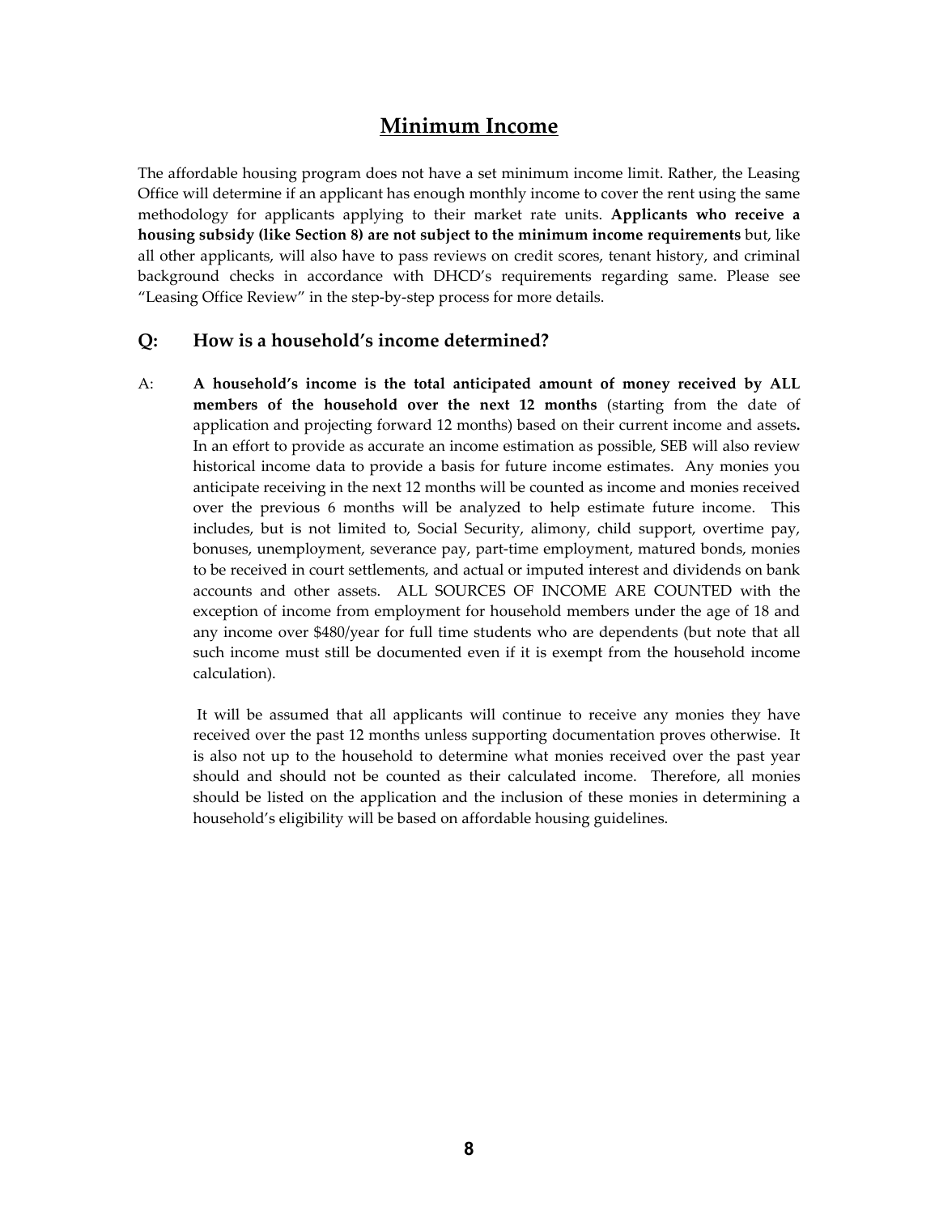## Minimum Income

The affordable housing program does not have a set minimum income limit. Rather, the Leasing Office will determine if an applicant has enough monthly income to cover the rent using the same methodology for applicants applying to their market rate units. **Applicants who receive a housing subsidy (like Section 8) are not subject to the minimum income requirements** but, like all other applicants, will also have to pass reviews on credit scores, tenant history, and criminal background checks in accordance with DHCD's requirements regarding same. Please see "Leasing Office Review" in the step-by-step process for more details.

### Q: How is a household's income determined?

A: **A household's income is the total anticipated amount of money received by ALL members of the household over the next 12 months** (starting from the date of application and projecting forward 12 months) based on their current income and assets**.** In an effort to provide as accurate an income estimation as possible, SEB will also review historical income data to provide a basis for future income estimates. Any monies you anticipate receiving in the next 12 months will be counted as income and monies received over the previous 6 months will be analyzed to help estimate future income. This includes, but is not limited to, Social Security, alimony, child support, overtime pay, bonuses, unemployment, severance pay, part-time employment, matured bonds, monies to be received in court settlements, and actual or imputed interest and dividends on bank accounts and other assets. ALL SOURCES OF INCOME ARE COUNTED with the exception of income from employment for household members under the age of 18 and any income over $480/year for full time students who are dependents (but note that all such income must still be documented even if it is exempt from the household income calculation).

It will be assumed that all applicants will continue to receive any monies they have received over the past 12 months unless supporting documentation proves otherwise. It is also not up to the household to determine what monies received over the past year should and should not be counted as their calculated income. Therefore, all monies should be listed on the application and the inclusion of these monies in determining a household's eligibility will be based on affordable housing guidelines.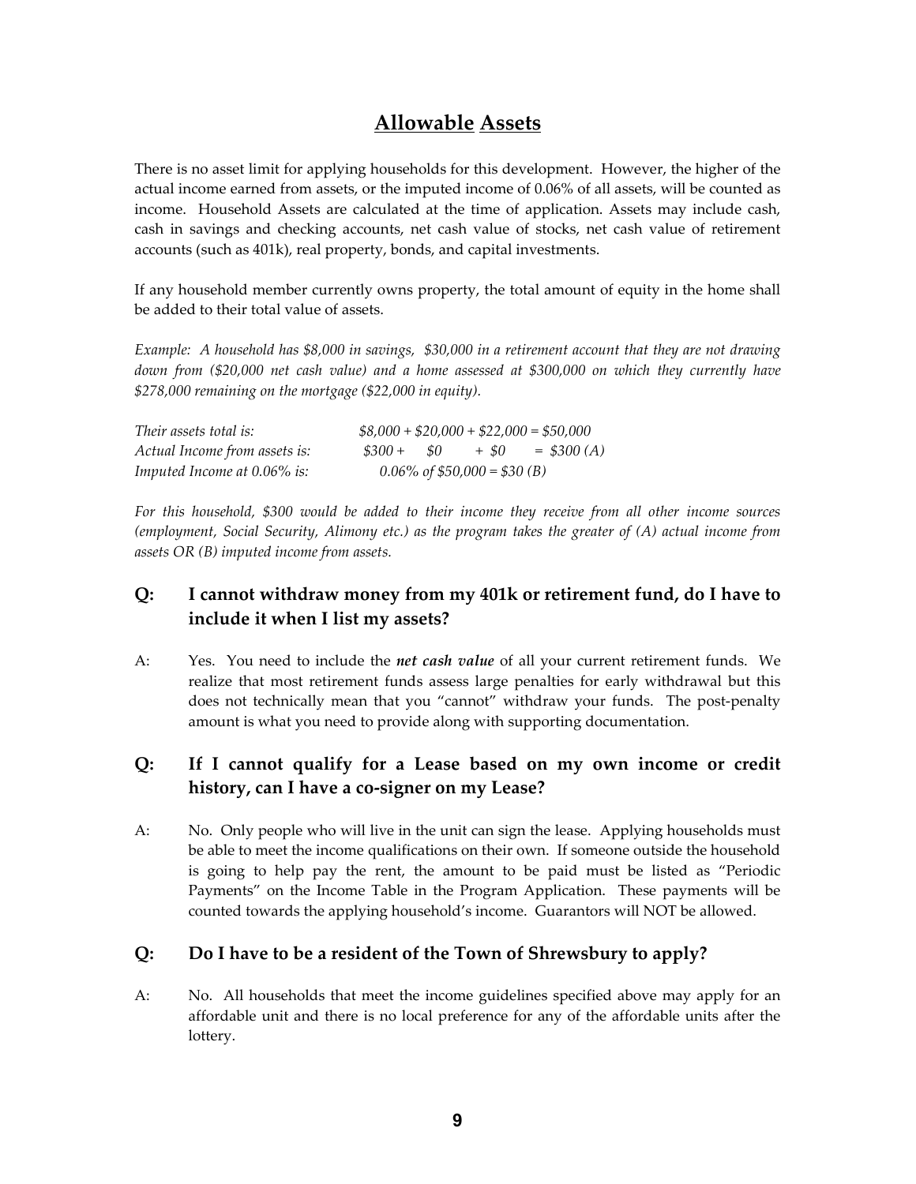# Allowable Assets

There is no asset limit for applying households for this development. However, the higher of the actual income earned from assets, or the imputed income of 0.06% of all assets, will be counted as income. Household Assets are calculated at the time of application. Assets may include cash, cash in savings and checking accounts, net cash value of stocks, net cash value of retirement accounts (such as 401k), real property, bonds, and capital investments.

If any household member currently owns property, the total amount of equity in the home shall be added to their total value of assets.

*Example: A household has $8,000 in savings, $30,000 in a retirement account that they are not drawing down from ($20,000 net cash value) and a home assessed at $300,000 on which they currently have $278,000 remaining on the mortgage ($22,000 in equity).*

| | |
|---|---|
| *Their assets total is:* | *$8,000 + $20,000 + $22,000 = $50,000* |
| *Actual Income from assets is:* | *$300 + $0 + $0 = $300 (A)* |
| *Imputed Income at 0.06% is:* | *0.06% of $50,000 = $30 (B)* |

*For this household, $300 would be added to their income they receive from all other income sources (employment, Social Security, Alimony etc.) as the program takes the greater of (A) actual income from assets OR (B) imputed income from assets.*

### Q: I cannot withdraw money from my 401k or retirement fund, do I have to include it when I list my assets?

A: Yes. You need to include the ***net cash value*** of all your current retirement funds. We realize that most retirement funds assess large penalties for early withdrawal but this does not technically mean that you "cannot" withdraw your funds. The post-penalty amount is what you need to provide along with supporting documentation.

### Q: If I cannot qualify for a Lease based on my own income or credit history, can I have a co-signer on my Lease?

A: No. Only people who will live in the unit can sign the lease. Applying households must be able to meet the income qualifications on their own. If someone outside the household is going to help pay the rent, the amount to be paid must be listed as "Periodic Payments" on the Income Table in the Program Application. These payments will be counted towards the applying household's income. Guarantors will NOT be allowed.

### Q: Do I have to be a resident of the Town of Shrewsbury to apply?

A: No. All households that meet the income guidelines specified above may apply for an affordable unit and there is no local preference for any of the affordable units after the lottery.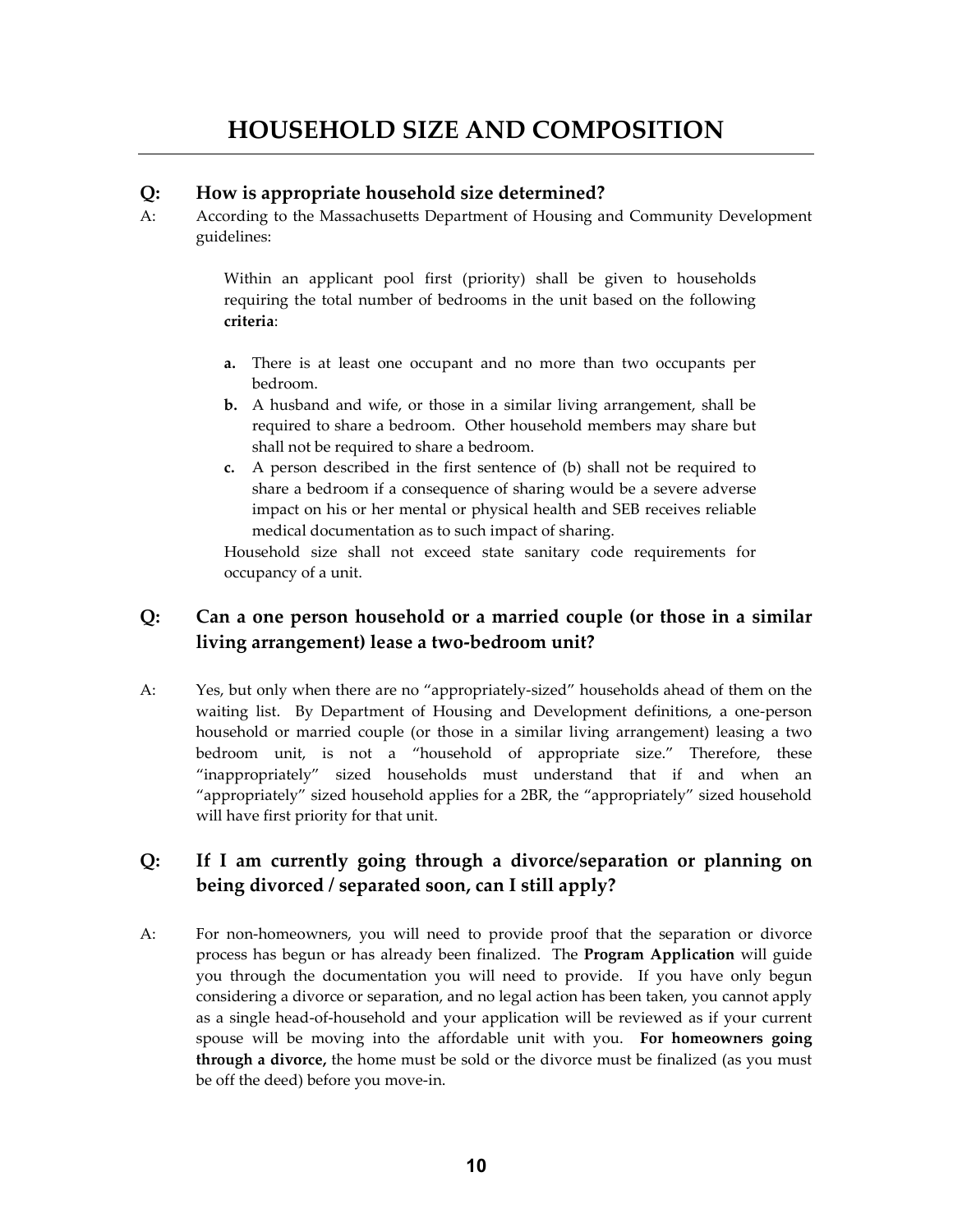# HOUSEHOLD SIZE AND COMPOSITION

### Q: How is appropriate household size determined?

A: According to the Massachusetts Department of Housing and Community Development guidelines:

> Within an applicant pool first (priority) shall be given to households requiring the total number of bedrooms in the unit based on the following **criteria**:
>
> **a.** There is at least one occupant and no more than two occupants per bedroom.
>
> **b.** A husband and wife, or those in a similar living arrangement, shall be required to share a bedroom. Other household members may share but shall not be required to share a bedroom.
>
> **c.** A person described in the first sentence of (b) shall not be required to share a bedroom if a consequence of sharing would be a severe adverse impact on his or her mental or physical health and SEB receives reliable medical documentation as to such impact of sharing.
>
> Household size shall not exceed state sanitary code requirements for occupancy of a unit.

### Q: Can a one person household or a married couple (or those in a similar living arrangement) lease a two-bedroom unit?

A: Yes, but only when there are no "appropriately-sized" households ahead of them on the waiting list. By Department of Housing and Development definitions, a one-person household or married couple (or those in a similar living arrangement) leasing a two bedroom unit, is not a "household of appropriate size." Therefore, these "inappropriately" sized households must understand that if and when an "appropriately" sized household applies for a 2BR, the "appropriately" sized household will have first priority for that unit.

### Q: If I am currently going through a divorce/separation or planning on being divorced / separated soon, can I still apply?

A: For non-homeowners, you will need to provide proof that the separation or divorce process has begun or has already been finalized. The **Program Application** will guide you through the documentation you will need to provide. If you have only begun considering a divorce or separation, and no legal action has been taken, you cannot apply as a single head-of-household and your application will be reviewed as if your current spouse will be moving into the affordable unit with you. **For homeowners going through a divorce,** the home must be sold or the divorce must be finalized (as you must be off the deed) before you move-in.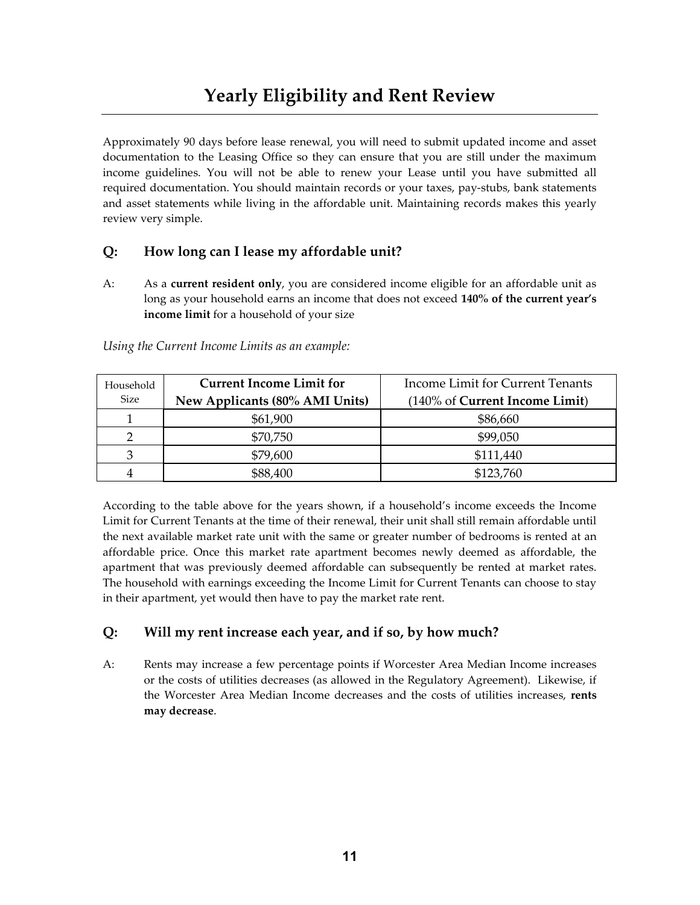# Yearly Eligibility and Rent Review

Approximately 90 days before lease renewal, you will need to submit updated income and asset documentation to the Leasing Office so they can ensure that you are still under the maximum income guidelines. You will not be able to renew your Lease until you have submitted all required documentation. You should maintain records or your taxes, pay-stubs, bank statements and asset statements while living in the affordable unit. Maintaining records makes this yearly review very simple.

## Q: How long can I lease my affordable unit?

A: As a **current resident only**, you are considered income eligible for an affordable unit as long as your household earns an income that does not exceed **140% of the current year's income limit** for a household of your size

*Using the Current Income Limits as an example:*

| Household Size | **Current Income Limit for New Applicants (80% AMI Units)** | Income Limit for Current Tenants (140% of **Current Income Limit**) |
|---|---|---|
| 1 | $61,900 | $86,660 |
| 2 | $70,750 | $99,050 |
| 3 | $79,600 | $111,440 |
| 4 | $88,400 | $123,760 |

According to the table above for the years shown, if a household's income exceeds the Income Limit for Current Tenants at the time of their renewal, their unit shall still remain affordable until the next available market rate unit with the same or greater number of bedrooms is rented at an affordable price. Once this market rate apartment becomes newly deemed as affordable, the apartment that was previously deemed affordable can subsequently be rented at market rates. The household with earnings exceeding the Income Limit for Current Tenants can choose to stay in their apartment, yet would then have to pay the market rate rent.

## Q: Will my rent increase each year, and if so, by how much?

A: Rents may increase a few percentage points if Worcester Area Median Income increases or the costs of utilities decreases (as allowed in the Regulatory Agreement). Likewise, if the Worcester Area Median Income decreases and the costs of utilities increases, **rents may decrease**.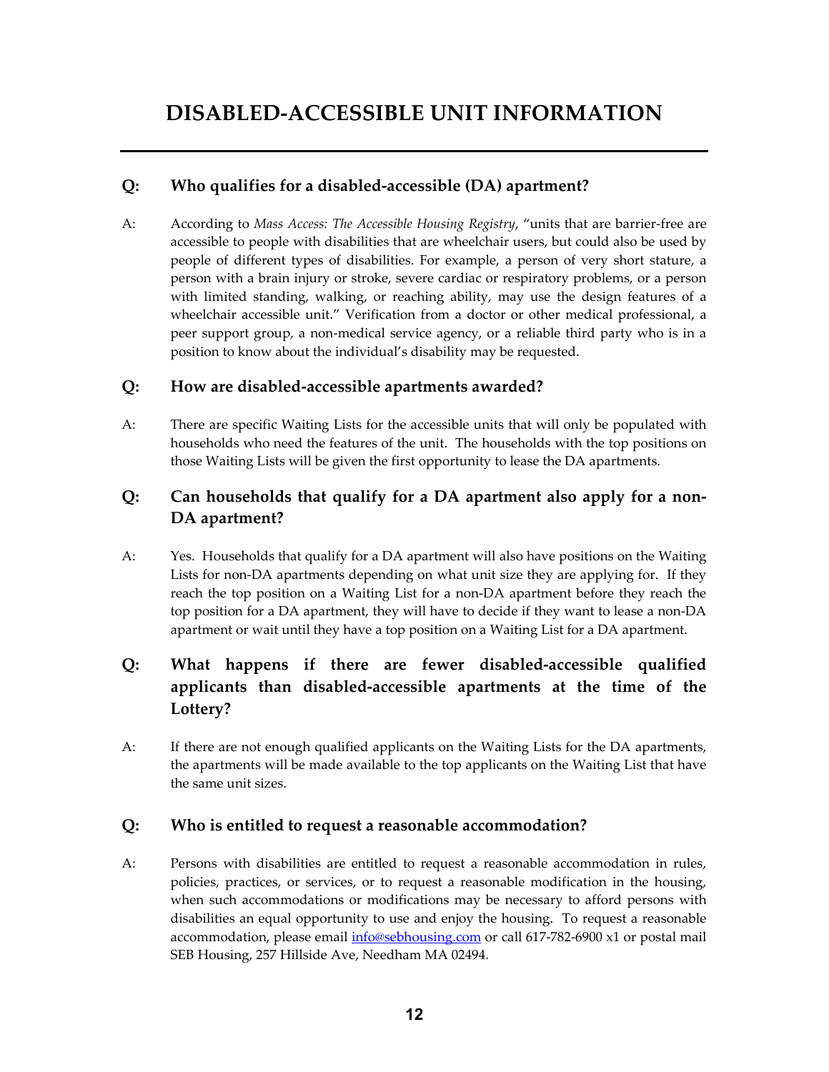# DISABLED-ACCESSIBLE UNIT INFORMATION

**Q: Who qualifies for a disabled-accessible (DA) apartment?**

A: According to *Mass Access: The Accessible Housing Registry*, "units that are barrier-free are accessible to people with disabilities that are wheelchair users, but could also be used by people of different types of disabilities. For example, a person of very short stature, a person with a brain injury or stroke, severe cardiac or respiratory problems, or a person with limited standing, walking, or reaching ability, may use the design features of a wheelchair accessible unit." Verification from a doctor or other medical professional, a peer support group, a non-medical service agency, or a reliable third party who is in a position to know about the individual's disability may be requested.

**Q: How are disabled-accessible apartments awarded?**

A: There are specific Waiting Lists for the accessible units that will only be populated with households who need the features of the unit. The households with the top positions on those Waiting Lists will be given the first opportunity to lease the DA apartments.

**Q: Can households that qualify for a DA apartment also apply for a non-DA apartment?**

A: Yes. Households that qualify for a DA apartment will also have positions on the Waiting Lists for non-DA apartments depending on what unit size they are applying for. If they reach the top position on a Waiting List for a non-DA apartment before they reach the top position for a DA apartment, they will have to decide if they want to lease a non-DA apartment or wait until they have a top position on a Waiting List for a DA apartment.

**Q: What happens if there are fewer disabled-accessible qualified applicants than disabled-accessible apartments at the time of the Lottery?**

A: If there are not enough qualified applicants on the Waiting Lists for the DA apartments, the apartments will be made available to the top applicants on the Waiting List that have the same unit sizes.

**Q: Who is entitled to request a reasonable accommodation?**

A: Persons with disabilities are entitled to request a reasonable accommodation in rules, policies, practices, or services, or to request a reasonable modification in the housing, when such accommodations or modifications may be necessary to afford persons with disabilities an equal opportunity to use and enjoy the housing. To request a reasonable accommodation, please email info@sebhousing.com or call 617-782-6900 x1 or postal mail SEB Housing, 257 Hillside Ave, Needham MA 02494.